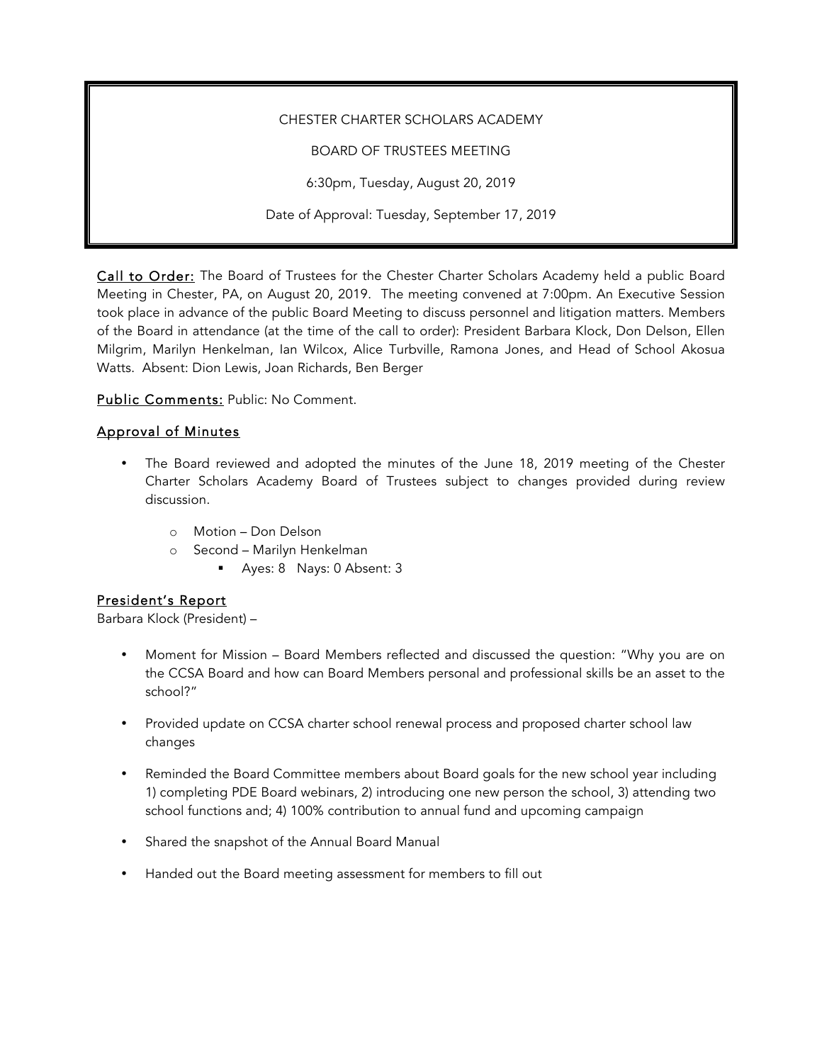CHESTER CHARTER SCHOLARS ACADEMY

BOARD OF TRUSTEES MEETING

6:30pm, Tuesday, August 20, 2019

Date of Approval: Tuesday, September 17, 2019

<u>Call to Order:</u> The Board of Trustees for the Chester Charter Scholars Academy held a public Board Meeting in Chester, PA, on August 20, 2019. The meeting convened at 7:00pm. An Executive Session took place in advance of the public Board Meeting to discuss personnel and litigation matters. Members of the Board in attendance (at the time of the call to order): President Barbara Klock, Don Delson, Ellen Milgrim, Marilyn Henkelman, Ian Wilcox, Alice Turbville, Ramona Jones, and Head of School Akosua Watts. Absent: Dion Lewis, Joan Richards, Ben Berger

<u>Public Comments:</u> Public: No Comment.

## Approval of Minutes

- The Board reviewed and adopted the minutes of the June 18, 2019 meeting of the Chester Charter Scholars Academy Board of Trustees subject to changes provided during review discussion.
  - Motion – Don Delson
  - Second – Marilyn Henkelman
    - Ayes: 8 Nays: 0 Absent: 3

## President's Report

Barbara Klock (President) –

- Moment for Mission – Board Members reflected and discussed the question: "Why you are on the CCSA Board and how can Board Members personal and professional skills be an asset to the school?"
- Provided update on CCSA charter school renewal process and proposed charter school law changes
- Reminded the Board Committee members about Board goals for the new school year including 1) completing PDE Board webinars, 2) introducing one new person the school, 3) attending two school functions and; 4) 100% contribution to annual fund and upcoming campaign
- Shared the snapshot of the Annual Board Manual
- Handed out the Board meeting assessment for members to fill out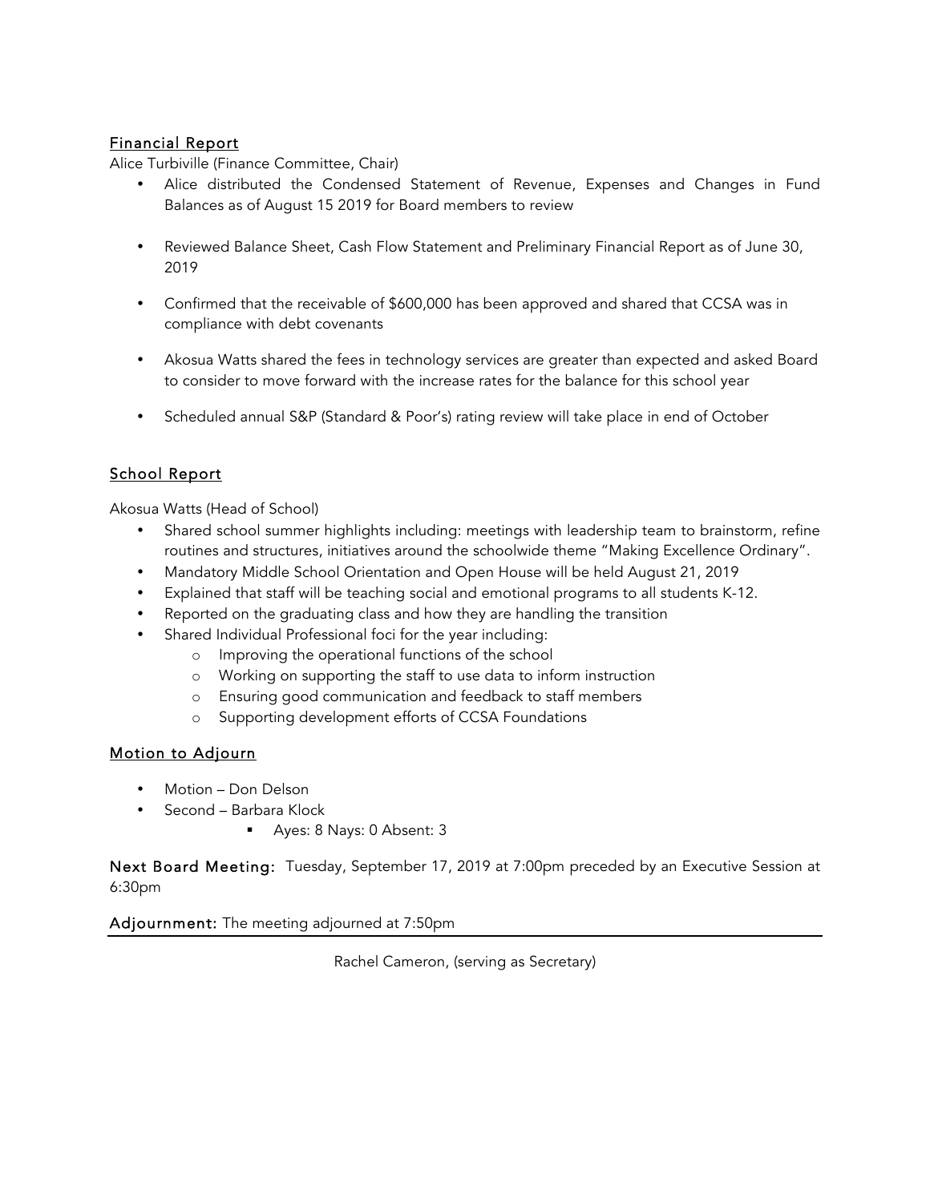## Financial Report

Alice Turbiville (Finance Committee, Chair)

- Alice distributed the Condensed Statement of Revenue, Expenses and Changes in Fund Balances as of August 15 2019 for Board members to review
- Reviewed Balance Sheet, Cash Flow Statement and Preliminary Financial Report as of June 30, 2019
- Confirmed that the receivable of $600,000 has been approved and shared that CCSA was in compliance with debt covenants
- Akosua Watts shared the fees in technology services are greater than expected and asked Board to consider to move forward with the increase rates for the balance for this school year
- Scheduled annual S&P (Standard & Poor's) rating review will take place in end of October

## School Report

Akosua Watts (Head of School)

- Shared school summer highlights including: meetings with leadership team to brainstorm, refine routines and structures, initiatives around the schoolwide theme "Making Excellence Ordinary".
- Mandatory Middle School Orientation and Open House will be held August 21, 2019
- Explained that staff will be teaching social and emotional programs to all students K-12.
- Reported on the graduating class and how they are handling the transition
- Shared Individual Professional foci for the year including:
  - Improving the operational functions of the school
  - Working on supporting the staff to use data to inform instruction
  - Ensuring good communication and feedback to staff members
  - Supporting development efforts of CCSA Foundations

## Motion to Adjourn

- Motion – Don Delson
- Second – Barbara Klock
  - Ayes: 8 Nays: 0 Absent: 3

**Next Board Meeting:** Tuesday, September 17, 2019 at 7:00pm preceded by an Executive Session at 6:30pm

**Adjournment:** The meeting adjourned at 7:50pm

---

Rachel Cameron, (serving as Secretary)